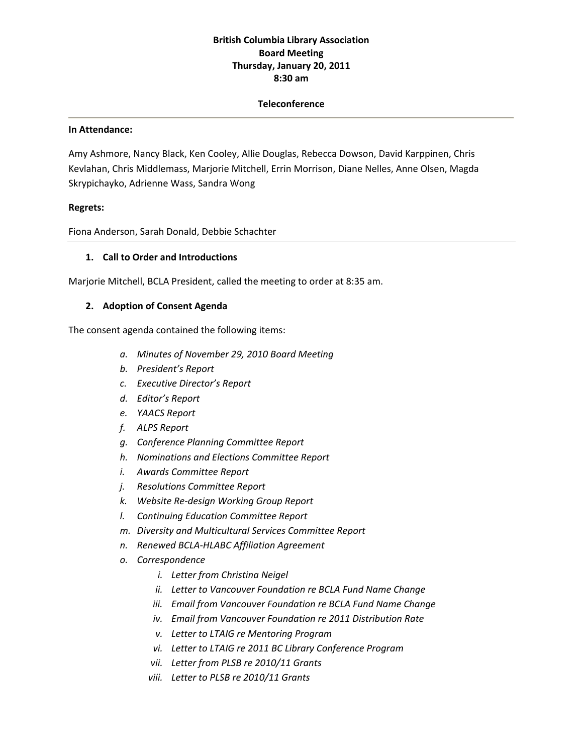**British Columbia Library Association**
**Board Meeting**
**Thursday, January 20, 2011**
**8:30 am**

**Teleconference**

---

**In Attendance:**

Amy Ashmore, Nancy Black, Ken Cooley, Allie Douglas, Rebecca Dowson, David Karppinen, Chris Kevlahan, Chris Middlemass, Marjorie Mitchell, Errin Morrison, Diane Nelles, Anne Olsen, Magda Skrypichayko, Adrienne Wass, Sandra Wong

**Regrets:**

Fiona Anderson, Sarah Donald, Debbie Schachter

---

1. **Call to Order and Introductions**

Marjorie Mitchell, BCLA President, called the meeting to order at 8:35 am.

2. **Adoption of Consent Agenda**

The consent agenda contained the following items:

a. *Minutes of November 29, 2010 Board Meeting*
b. *President's Report*
c. *Executive Director's Report*
d. *Editor's Report*
e. *YAACS Report*
f. *ALPS Report*
g. *Conference Planning Committee Report*
h. *Nominations and Elections Committee Report*
i. *Awards Committee Report*
j. *Resolutions Committee Report*
k. *Website Re-design Working Group Report*
l. *Continuing Education Committee Report*
m. *Diversity and Multicultural Services Committee Report*
n. *Renewed BCLA-HLABC Affiliation Agreement*
o. *Correspondence*
   i. *Letter from Christina Neigel*
   ii. *Letter to Vancouver Foundation re BCLA Fund Name Change*
   iii. *Email from Vancouver Foundation re BCLA Fund Name Change*
   iv. *Email from Vancouver Foundation re 2011 Distribution Rate*
   v. *Letter to LTAIG re Mentoring Program*
   vi. *Letter to LTAIG re 2011 BC Library Conference Program*
   vii. *Letter from PLSB re 2010/11 Grants*
   viii. *Letter to PLSB re 2010/11 Grants*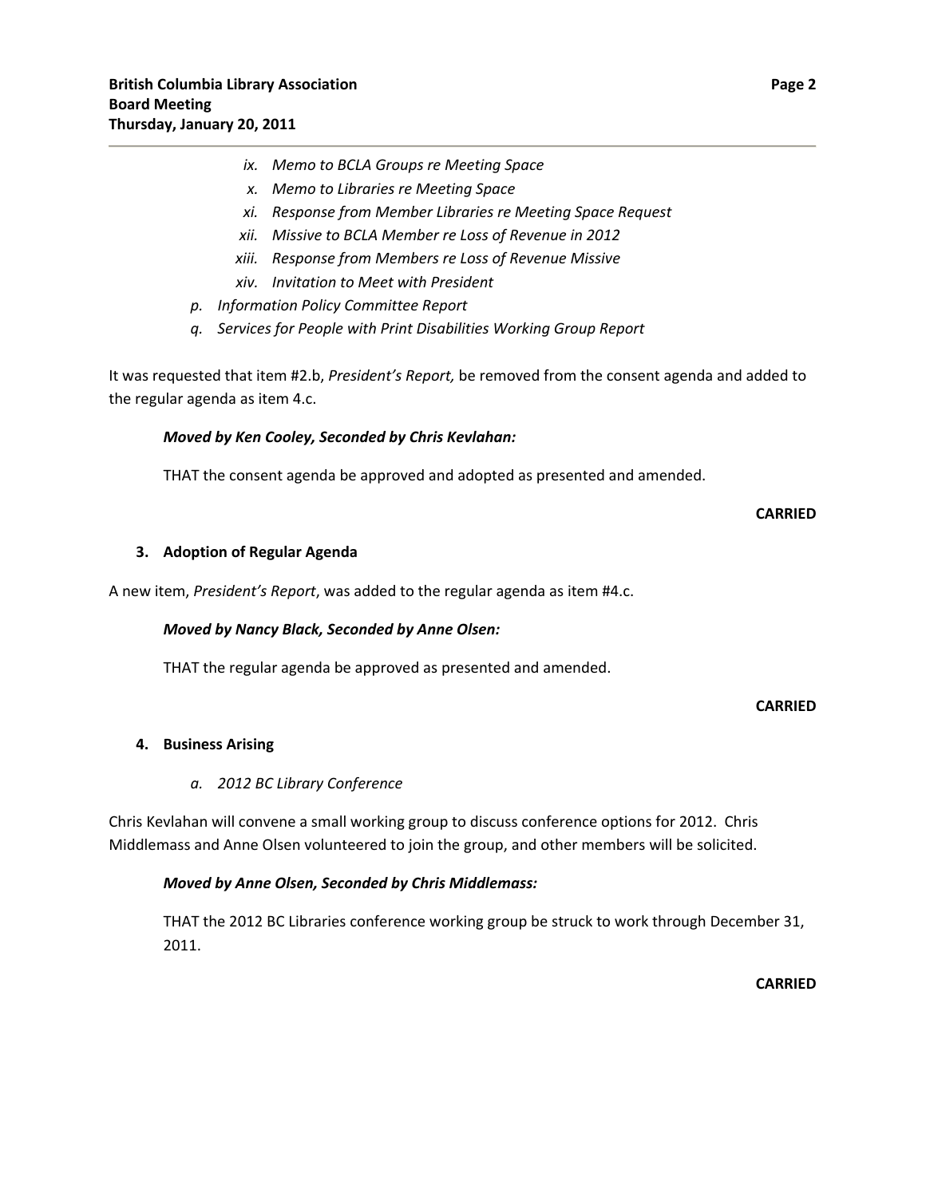- ix. *Memo to BCLA Groups re Meeting Space*
- x. *Memo to Libraries re Meeting Space*
- xi. *Response from Member Libraries re Meeting Space Request*
- xii. *Missive to BCLA Member re Loss of Revenue in 2012*
- xiii. *Response from Members re Loss of Revenue Missive*
- xiv. *Invitation to Meet with President*

p. *Information Policy Committee Report*

q. *Services for People with Print Disabilities Working Group Report*

It was requested that item #2.b, *President's Report,* be removed from the consent agenda and added to the regular agenda as item 4.c.

***Moved by Ken Cooley, Seconded by Chris Kevlahan:***

THAT the consent agenda be approved and adopted as presented and amended.

**CARRIED**

### 3. Adoption of Regular Agenda

A new item, *President's Report*, was added to the regular agenda as item #4.c.

***Moved by Nancy Black, Seconded by Anne Olsen:***

THAT the regular agenda be approved as presented and amended.

**CARRIED**

### 4. Business Arising

*a. 2012 BC Library Conference*

Chris Kevlahan will convene a small working group to discuss conference options for 2012. Chris Middlemass and Anne Olsen volunteered to join the group, and other members will be solicited.

***Moved by Anne Olsen, Seconded by Chris Middlemass:***

THAT the 2012 BC Libraries conference working group be struck to work through December 31, 2011.

**CARRIED**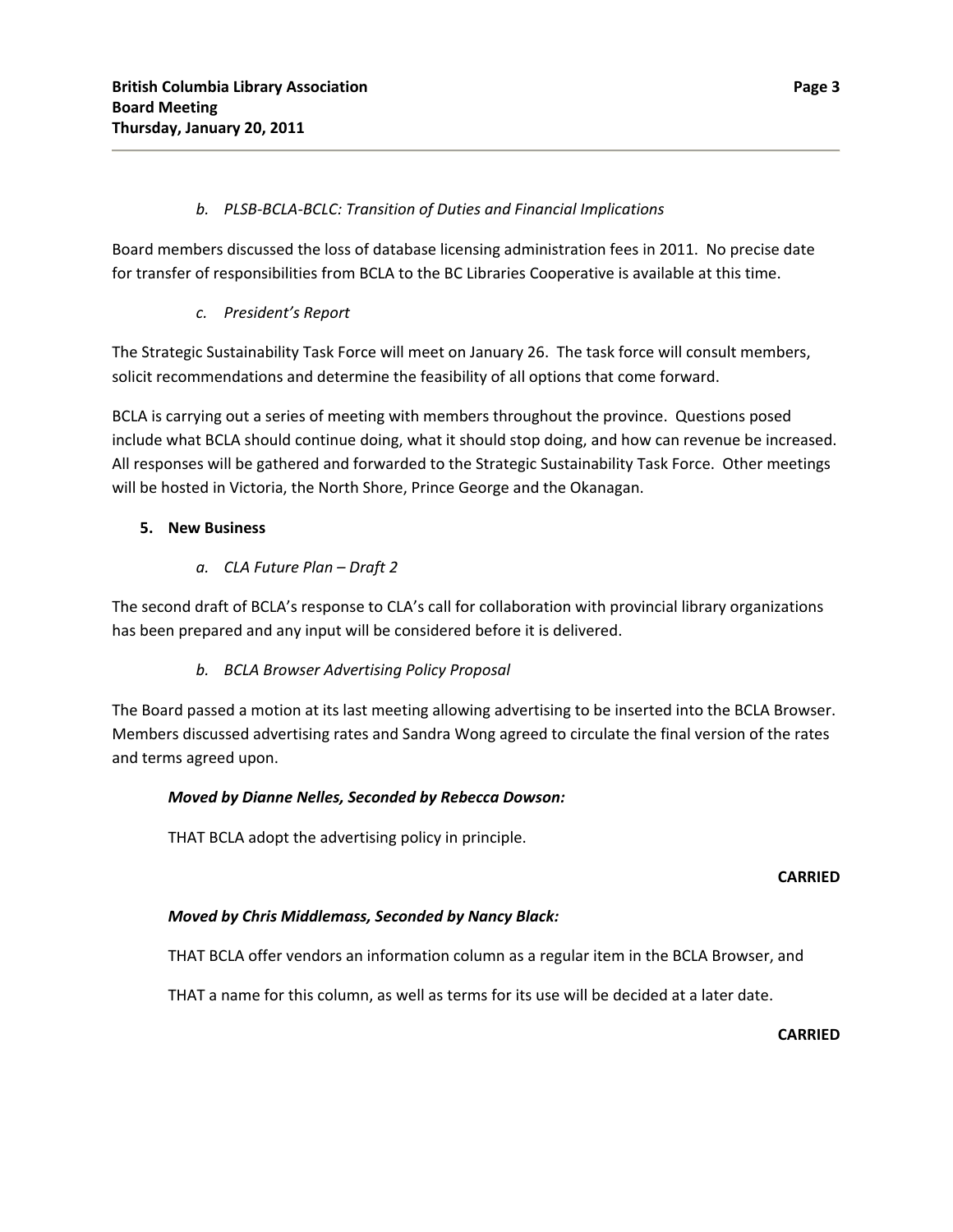*b. PLSB-BCLA-BCLC: Transition of Duties and Financial Implications*

Board members discussed the loss of database licensing administration fees in 2011. No precise date for transfer of responsibilities from BCLA to the BC Libraries Cooperative is available at this time.

*c. President's Report*

The Strategic Sustainability Task Force will meet on January 26. The task force will consult members, solicit recommendations and determine the feasibility of all options that come forward.

BCLA is carrying out a series of meeting with members throughout the province. Questions posed include what BCLA should continue doing, what it should stop doing, and how can revenue be increased. All responses will be gathered and forwarded to the Strategic Sustainability Task Force. Other meetings will be hosted in Victoria, the North Shore, Prince George and the Okanagan.

**5. New Business**

*a. CLA Future Plan – Draft 2*

The second draft of BCLA's response to CLA's call for collaboration with provincial library organizations has been prepared and any input will be considered before it is delivered.

*b. BCLA Browser Advertising Policy Proposal*

The Board passed a motion at its last meeting allowing advertising to be inserted into the BCLA Browser. Members discussed advertising rates and Sandra Wong agreed to circulate the final version of the rates and terms agreed upon.

***Moved by Dianne Nelles, Seconded by Rebecca Dowson:***

THAT BCLA adopt the advertising policy in principle.

**CARRIED**

***Moved by Chris Middlemass, Seconded by Nancy Black:***

THAT BCLA offer vendors an information column as a regular item in the BCLA Browser, and

THAT a name for this column, as well as terms for its use will be decided at a later date.

**CARRIED**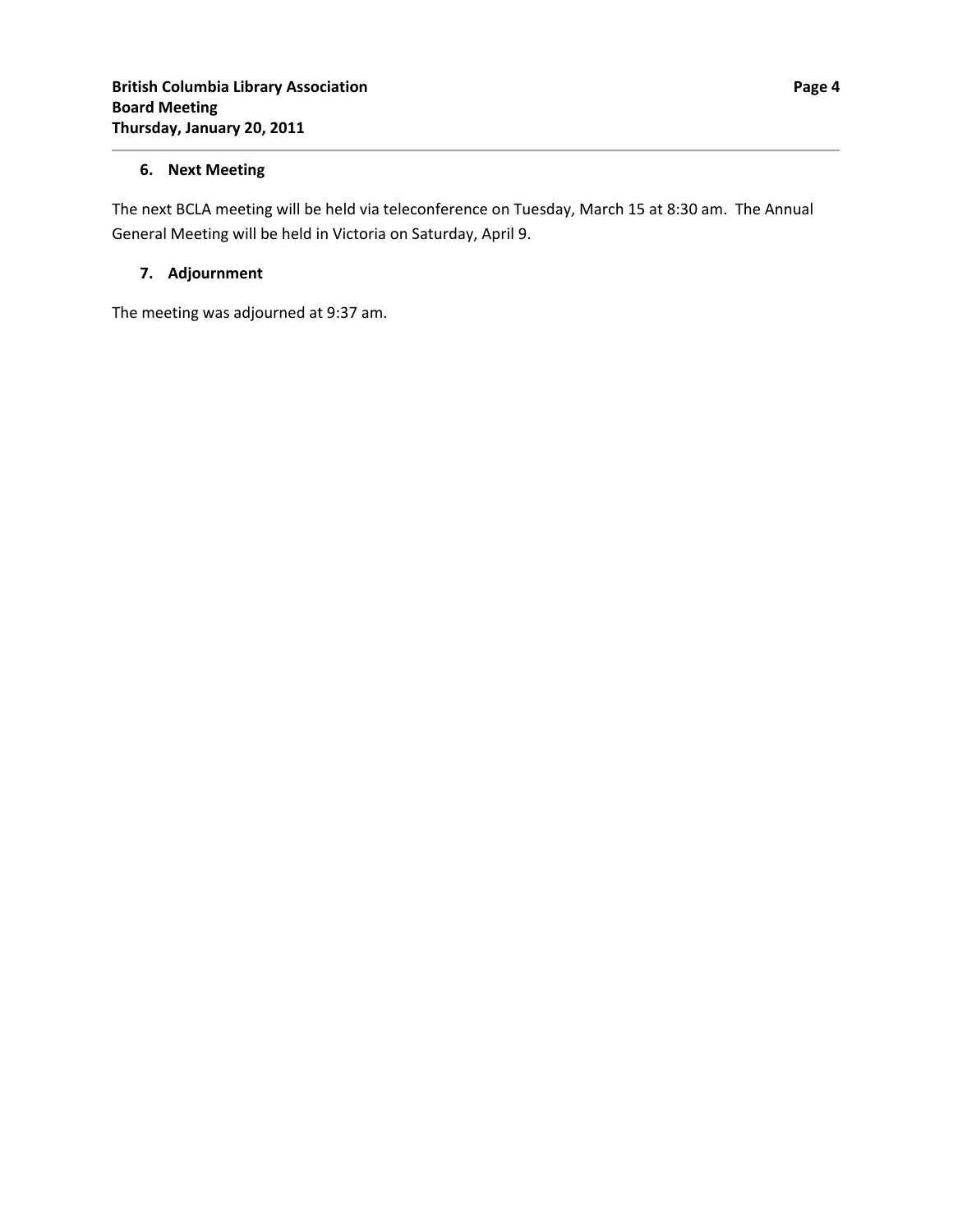## 6. Next Meeting

The next BCLA meeting will be held via teleconference on Tuesday, March 15 at 8:30 am. The Annual General Meeting will be held in Victoria on Saturday, April 9.

## 7. Adjournment

The meeting was adjourned at 9:37 am.